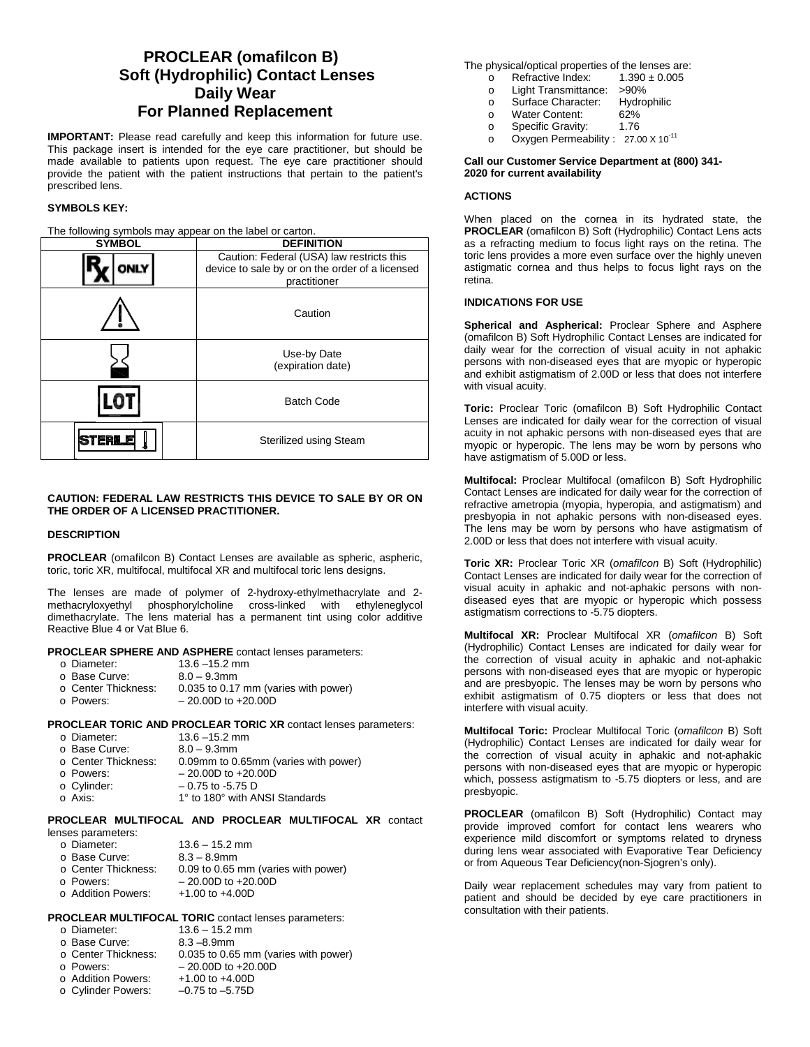# PROCLEAR (omafilcon B) Soft (Hydrophilic) Contact Lenses Daily Wear For Planned Replacement

**IMPORTANT:** Please read carefully and keep this information for future use. This package insert is intended for the eye care practitioner, but should be made available to patients upon request. The eye care practitioner should provide the patient with the patient instructions that pertain to the patient's prescribed lens.

**SYMBOLS KEY:**

The following symbols may appear on the label or carton.

| SYMBOL | DEFINITION |
|---|---|
| Rx ONLY | Caution: Federal (USA) law restricts this device to sale by or on the order of a licensed practitioner |
| ⚠ | Caution |
| ⧖ | Use-by Date (expiration date) |
| LOT | Batch Code |
| STERILE | Sterilized using Steam |

**CAUTION: FEDERAL LAW RESTRICTS THIS DEVICE TO SALE BY OR ON THE ORDER OF A LICENSED PRACTITIONER.**

**DESCRIPTION**

**PROCLEAR** (omafilcon B) Contact Lenses are available as spheric, aspheric, toric, toric XR, multifocal, multifocal XR and multifocal toric lens designs.

The lenses are made of polymer of 2-hydroxy-ethylmethacrylate and 2-methacryloxyethyl phosphorylcholine cross-linked with ethyleneglycol dimethacrylate. The lens material has a permanent tint using color additive Reactive Blue 4 or Vat Blue 6.

**PROCLEAR SPHERE AND ASPHERE** contact lenses parameters:

- Diameter: 13.6 –15.2 mm
- Base Curve: 8.0 – 9.3mm
- Center Thickness: 0.035 to 0.17 mm (varies with power)
- Powers: – 20.00D to +20.00D

**PROCLEAR TORIC AND PROCLEAR TORIC XR** contact lenses parameters:

- Diameter: 13.6 –15.2 mm
- Base Curve: 8.0 – 9.3mm
- Center Thickness: 0.09mm to 0.65mm (varies with power)
- Powers: – 20.00D to +20.00D
- Cylinder: – 0.75 to -5.75 D
- Axis: 1° to 180° with ANSI Standards

**PROCLEAR MULTIFOCAL AND PROCLEAR MULTIFOCAL XR** contact lenses parameters:

- Diameter: 13.6 – 15.2 mm
- Base Curve: 8.3 – 8.9mm
- Center Thickness: 0.09 to 0.65 mm (varies with power)
- Powers: – 20.00D to +20.00D
- Addition Powers: +1.00 to +4.00D

**PROCLEAR MULTIFOCAL TORIC** contact lenses parameters:

- Diameter: 13.6 – 15.2 mm
- Base Curve: 8.3 –8.9mm
- Center Thickness: 0.035 to 0.65 mm (varies with power)
- Powers: – 20.00D to +20.00D
- Addition Powers: +1.00 to +4.00D
- Cylinder Powers: –0.75 to –5.75D

The physical/optical properties of the lenses are:

- Refractive Index: 1.390 ± 0.005
- Light Transmittance: >90%
- Surface Character: Hydrophilic
- Water Content: 62%
- Specific Gravity: 1.76
- Oxygen Permeability : $27.00 \times 10^{-11}$

**Call our Customer Service Department at (800) 341-2020 for current availability**

**ACTIONS**

When placed on the cornea in its hydrated state, the **PROCLEAR** (omafilcon B) Soft (Hydrophilic) Contact Lens acts as a refracting medium to focus light rays on the retina. The toric lens provides a more even surface over the highly uneven astigmatic cornea and thus helps to focus light rays on the retina.

**INDICATIONS FOR USE**

**Spherical and Aspherical:** Proclear Sphere and Asphere (omafilcon B) Soft Hydrophilic Contact Lenses are indicated for daily wear for the correction of visual acuity in not aphakic persons with non-diseased eyes that are myopic or hyperopic and exhibit astigmatism of 2.00D or less that does not interfere with visual acuity.

**Toric:** Proclear Toric (omafilcon B) Soft Hydrophilic Contact Lenses are indicated for daily wear for the correction of visual acuity in not aphakic persons with non-diseased eyes that are myopic or hyperopic. The lens may be worn by persons who have astigmatism of 5.00D or less.

**Multifocal:** Proclear Multifocal (omafilcon B) Soft Hydrophilic Contact Lenses are indicated for daily wear for the correction of refractive ametropia (myopia, hyperopia, and astigmatism) and presbyopia in not aphakic persons with non-diseased eyes. The lens may be worn by persons who have astigmatism of 2.00D or less that does not interfere with visual acuity.

**Toric XR:** Proclear Toric XR (*omafilcon* B) Soft (Hydrophilic) Contact Lenses are indicated for daily wear for the correction of visual acuity in aphakic and not-aphakic persons with non-diseased eyes that are myopic or hyperopic which possess astigmatism corrections to -5.75 diopters.

**Multifocal XR:** Proclear Multifocal XR (*omafilcon* B) Soft (Hydrophilic) Contact Lenses are indicated for daily wear for the correction of visual acuity in aphakic and not-aphakic persons with non-diseased eyes that are myopic or hyperopic and are presbyopic. The lenses may be worn by persons who exhibit astigmatism of 0.75 diopters or less that does not interfere with visual acuity.

**Multifocal Toric:** Proclear Multifocal Toric (*omafilcon* B) Soft (Hydrophilic) Contact Lenses are indicated for daily wear for the correction of visual acuity in aphakic and not-aphakic persons with non-diseased eyes that are myopic or hyperopic which, possess astigmatism to -5.75 diopters or less, and are presbyopic.

**PROCLEAR** (omafilcon B) Soft (Hydrophilic) Contact may provide improved comfort for contact lens wearers who experience mild discomfort or symptoms related to dryness during lens wear associated with Evaporative Tear Deficiency or from Aqueous Tear Deficiency(non-Sjogren's only).

Daily wear replacement schedules may vary from patient to patient and should be decided by eye care practitioners in consultation with their patients.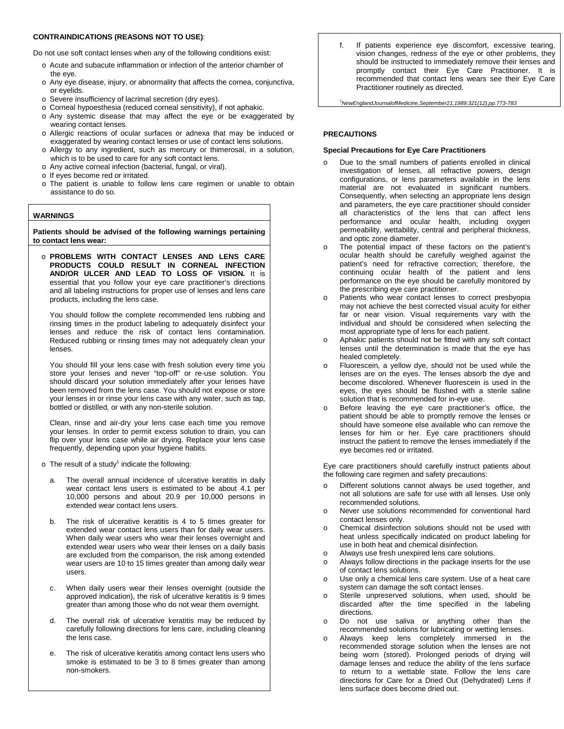**CONTRAINDICATIONS (REASONS NOT TO USE)**:

Do not use soft contact lenses when any of the following conditions exist:

- Acute and subacute inflammation or infection of the anterior chamber of the eye.
- Any eye disease, injury, or abnormality that affects the cornea, conjunctiva, or eyelids.
- Severe insufficiency of lacrimal secretion (dry eyes).
- Corneal hypoesthesia (reduced corneal sensitivity), if not aphakic.
- Any systemic disease that may affect the eye or be exaggerated by wearing contact lenses.
- Allergic reactions of ocular surfaces or adnexa that may be induced or exaggerated by wearing contact lenses or use of contact lens solutions.
- Allergy to any ingredient, such as mercury or thimerosal, in a solution, which is to be used to care for any soft contact lens.
- Any active corneal infection (bacterial, fungal, or viral).
- If eyes become red or irritated.
- The patient is unable to follow lens care regimen or unable to obtain assistance to do so.

**WARNINGS**

**Patients should be advised of the following warnings pertaining to contact lens wear:**

- **PROBLEMS WITH CONTACT LENSES AND LENS CARE PRODUCTS COULD RESULT IN CORNEAL INFECTION AND/OR ULCER AND LEAD TO LOSS OF VISION.** It is essential that you follow your eye care practitioner's directions and all labeling instructions for proper use of lenses and lens care products, including the lens case.

  You should follow the complete recommended lens rubbing and rinsing times in the product labeling to adequately disinfect your lenses and reduce the risk of contact lens contamination. Reduced rubbing or rinsing times may not adequately clean your lenses.

  You should fill your lens case with fresh solution every time you store your lenses and never "top-off" or re-use solution. You should discard your solution immediately after your lenses have been removed from the lens case. You should not expose or store your lenses in or rinse your lens case with any water, such as tap, bottled or distilled, or with any non-sterile solution.

  Clean, rinse and air-dry your lens case each time you remove your lenses. In order to permit excess solution to drain, you can flip over your lens case while air drying. Replace your lens case frequently, depending upon your hygiene habits.

- The result of a study[1] indicate the following:

  a. The overall annual incidence of ulcerative keratitis in daily wear contact lens users is estimated to be about 4.1 per 10,000 persons and about 20.9 per 10,000 persons in extended wear contact lens users.

  b. The risk of ulcerative keratitis is 4 to 5 times greater for extended wear contact lens users than for daily wear users. When daily wear users who wear their lenses overnight and extended wear users who wear their lenses on a daily basis are excluded from the comparison, the risk among extended wear users are 10 to 15 times greater than among daily wear users.

  c. When daily users wear their lenses overnight (outside the approved indication), the risk of ulcerative keratitis is 9 times greater than among those who do not wear them overnight.

  d. The overall risk of ulcerative keratitis may be reduced by carefully following directions for lens care, including cleaning the lens case.

  e. The risk of ulcerative keratitis among contact lens users who smoke is estimated to be 3 to 8 times greater than among non-smokers.

  f. If patients experience eye discomfort, excessive tearing, vision changes, redness of the eye or other problems, they should be instructed to immediately remove their lenses and promptly contact their Eye Care Practitioner. It is recommended that contact lens wears see their Eye Care Practitioner routinely as directed.

*[1]NewEnglandJournalofMedicine,September21,1989;321(12),pp.773-783*

**PRECAUTIONS**

**Special Precautions for Eye Care Practitioners**

- Due to the small numbers of patients enrolled in clinical investigation of lenses, all refractive powers, design configurations, or lens parameters available in the lens material are not evaluated in significant numbers. Consequently, when selecting an appropriate lens design and parameters, the eye care practitioner should consider all characteristics of the lens that can affect lens performance and ocular health, including oxygen permeability, wettability, central and peripheral thickness, and optic zone diameter.
- The potential impact of these factors on the patient's ocular health should be carefully weighed against the patient's need for refractive correction; therefore, the continuing ocular health of the patient and lens performance on the eye should be carefully monitored by the prescribing eye care practitioner.
- Patients who wear contact lenses to correct presbyopia may not achieve the best corrected visual acuity for either far or near vision. Visual requirements vary with the individual and should be considered when selecting the most appropriate type of lens for each patient.
- Aphakic patients should not be fitted with any soft contact lenses until the determination is made that the eye has healed completely.
- Fluorescein, a yellow dye, should not be used while the lenses are on the eyes. The lenses absorb the dye and become discolored. Whenever fluorescein is used in the eyes, the eyes should be flushed with a sterile saline solution that is recommended for in-eye use.
- Before leaving the eye care practitioner's office, the patient should be able to promptly remove the lenses or should have someone else available who can remove the lenses for him or her. Eye care practitioners should instruct the patient to remove the lenses immediately if the eye becomes red or irritated.

Eye care practitioners should carefully instruct patients about the following care regimen and safety precautions:

- Different solutions cannot always be used together, and not all solutions are safe for use with all lenses. Use only recommended solutions.
- Never use solutions recommended for conventional hard contact lenses only.
- Chemical disinfection solutions should not be used with heat unless specifically indicated on product labeling for use in both heat and chemical disinfection.
- Always use fresh unexpired lens care solutions.
- Always follow directions in the package inserts for the use of contact lens solutions.
- Use only a chemical lens care system. Use of a heat care system can damage the soft contact lenses.
- Sterile unpreserved solutions, when used, should be discarded after the time specified in the labeling directions.
- Do not use saliva or anything other than the recommended solutions for lubricating or wetting lenses.
- Always keep lens completely immersed in the recommended storage solution when the lenses are not being worn (stored). Prolonged periods of drying will damage lenses and reduce the ability of the lens surface to return to a wettable state. Follow the lens care directions for Care for a Dried Out (Dehydrated) Lens if lens surface does become dried out.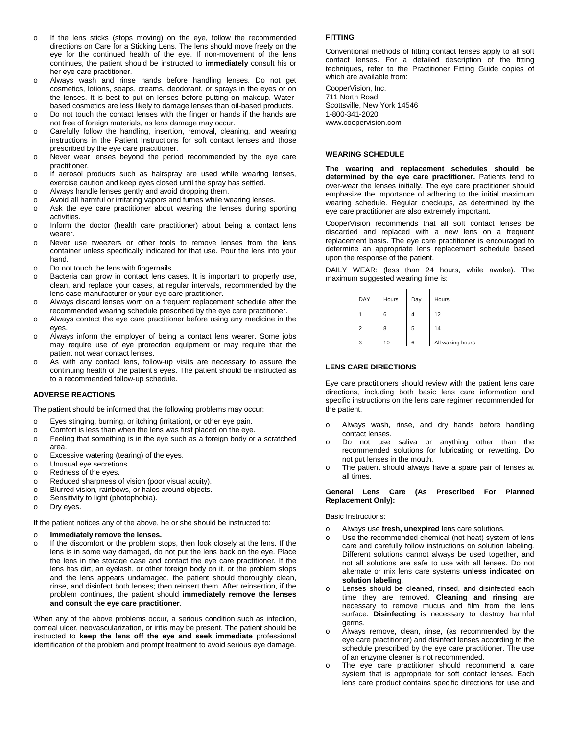- If the lens sticks (stops moving) on the eye, follow the recommended directions on Care for a Sticking Lens. The lens should move freely on the eye for the continued health of the eye. If non-movement of the lens continues, the patient should be instructed to **immediately** consult his or her eye care practitioner.
- Always wash and rinse hands before handling lenses. Do not get cosmetics, lotions, soaps, creams, deodorant, or sprays in the eyes or on the lenses. It is best to put on lenses before putting on makeup. Water-based cosmetics are less likely to damage lenses than oil-based products.
- Do not touch the contact lenses with the finger or hands if the hands are not free of foreign materials, as lens damage may occur.
- Carefully follow the handling, insertion, removal, cleaning, and wearing instructions in the Patient Instructions for soft contact lenses and those prescribed by the eye care practitioner.
- Never wear lenses beyond the period recommended by the eye care practitioner.
- If aerosol products such as hairspray are used while wearing lenses, exercise caution and keep eyes closed until the spray has settled.
- Always handle lenses gently and avoid dropping them.
- Avoid all harmful or irritating vapors and fumes while wearing lenses.
- Ask the eye care practitioner about wearing the lenses during sporting activities.
- Inform the doctor (health care practitioner) about being a contact lens wearer.
- Never use tweezers or other tools to remove lenses from the lens container unless specifically indicated for that use. Pour the lens into your hand.
- Do not touch the lens with fingernails.
- Bacteria can grow in contact lens cases. It is important to properly use, clean, and replace your cases, at regular intervals, recommended by the lens case manufacturer or your eye care practitioner.
- Always discard lenses worn on a frequent replacement schedule after the recommended wearing schedule prescribed by the eye care practitioner.
- Always contact the eye care practitioner before using any medicine in the eyes.
- Always inform the employer of being a contact lens wearer. Some jobs may require use of eye protection equipment or may require that the patient not wear contact lenses.
- As with any contact lens, follow-up visits are necessary to assure the continuing health of the patient's eyes. The patient should be instructed as to a recommended follow-up schedule.

## ADVERSE REACTIONS

The patient should be informed that the following problems may occur:

- Eyes stinging, burning, or itching (irritation), or other eye pain.
- Comfort is less than when the lens was first placed on the eye.
- Feeling that something is in the eye such as a foreign body or a scratched area.
- Excessive watering (tearing) of the eyes.
- Unusual eye secretions.
- Redness of the eyes.
- Reduced sharpness of vision (poor visual acuity).
- Blurred vision, rainbows, or halos around objects.
- Sensitivity to light (photophobia).
- Dry eyes.

If the patient notices any of the above, he or she should be instructed to:

- **Immediately remove the lenses.**
- If the discomfort or the problem stops, then look closely at the lens. If the lens is in some way damaged, do not put the lens back on the eye. Place the lens in the storage case and contact the eye care practitioner. If the lens has dirt, an eyelash, or other foreign body on it, or the problem stops and the lens appears undamaged, the patient should thoroughly clean, rinse, and disinfect both lenses; then reinsert them. After reinsertion, if the problem continues, the patient should **immediately remove the lenses and consult the eye care practitioner**.

When any of the above problems occur, a serious condition such as infection, corneal ulcer, neovascularization, or iritis may be present. The patient should be instructed to **keep the lens off the eye and seek immediate** professional identification of the problem and prompt treatment to avoid serious eye damage.

## FITTING

Conventional methods of fitting contact lenses apply to all soft contact lenses. For a detailed description of the fitting techniques, refer to the Practitioner Fitting Guide copies of which are available from:

CooperVision, Inc.
711 North Road
Scottsville, New York 14546
1-800-341-2020
www.coopervision.com

## WEARING SCHEDULE

**The wearing and replacement schedules should be determined by the eye care practitioner.** Patients tend to over-wear the lenses initially. The eye care practitioner should emphasize the importance of adhering to the initial maximum wearing schedule. Regular checkups, as determined by the eye care practitioner are also extremely important.

CooperVision recommends that all soft contact lenses be discarded and replaced with a new lens on a frequent replacement basis. The eye care practitioner is encouraged to determine an appropriate lens replacement schedule based upon the response of the patient.

DAILY WEAR: (less than 24 hours, while awake). The maximum suggested wearing time is:

| DAY | Hours | Day | Hours |
|---|---|---|---|
| 1 | 6 | 4 | 12 |
| 2 | 8 | 5 | 14 |
| 3 | 10 | 6 | All waking hours |

## LENS CARE DIRECTIONS

Eye care practitioners should review with the patient lens care directions, including both basic lens care information and specific instructions on the lens care regimen recommended for the patient.

- Always wash, rinse, and dry hands before handling contact lenses.
- Do not use saliva or anything other than the recommended solutions for lubricating or rewetting. Do not put lenses in the mouth.
- The patient should always have a spare pair of lenses at all times.

**General Lens Care (As Prescribed For Planned Replacement Only):**

Basic Instructions:

- Always use **fresh, unexpired** lens care solutions.
- Use the recommended chemical (not heat) system of lens care and carefully follow instructions on solution labeling. Different solutions cannot always be used together, and not all solutions are safe to use with all lenses. Do not alternate or mix lens care systems **unless indicated on solution labeling**.
- Lenses should be cleaned, rinsed, and disinfected each time they are removed. **Cleaning and rinsing** are necessary to remove mucus and film from the lens surface. **Disinfecting** is necessary to destroy harmful germs.
- Always remove, clean, rinse, (as recommended by the eye care practitioner) and disinfect lenses according to the schedule prescribed by the eye care practitioner. The use of an enzyme cleaner is not recommended.
- The eye care practitioner should recommend a care system that is appropriate for soft contact lenses. Each lens care product contains specific directions for use and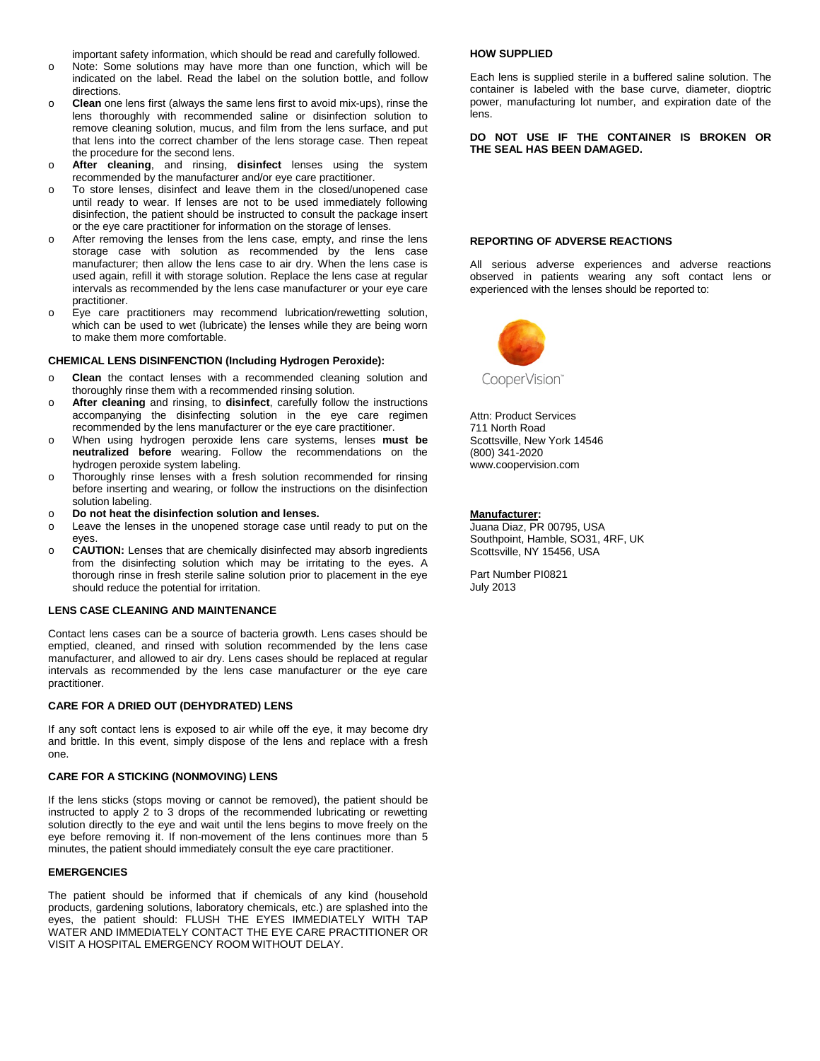important safety information, which should be read and carefully followed.

- Note: Some solutions may have more than one function, which will be indicated on the label. Read the label on the solution bottle, and follow directions.
- **Clean** one lens first (always the same lens first to avoid mix-ups), rinse the lens thoroughly with recommended saline or disinfection solution to remove cleaning solution, mucus, and film from the lens surface, and put that lens into the correct chamber of the lens storage case. Then repeat the procedure for the second lens.
- **After cleaning**, and rinsing, **disinfect** lenses using the system recommended by the manufacturer and/or eye care practitioner.
- To store lenses, disinfect and leave them in the closed/unopened case until ready to wear. If lenses are not to be used immediately following disinfection, the patient should be instructed to consult the package insert or the eye care practitioner for information on the storage of lenses.
- After removing the lenses from the lens case, empty, and rinse the lens storage case with solution as recommended by the lens case manufacturer; then allow the lens case to air dry. When the lens case is used again, refill it with storage solution. Replace the lens case at regular intervals as recommended by the lens case manufacturer or your eye care practitioner.
- Eye care practitioners may recommend lubrication/rewetting solution, which can be used to wet (lubricate) the lenses while they are being worn to make them more comfortable.

### CHEMICAL LENS DISINFENCTION (Including Hydrogen Peroxide):

- **Clean** the contact lenses with a recommended cleaning solution and thoroughly rinse them with a recommended rinsing solution.
- **After cleaning** and rinsing, to **disinfect**, carefully follow the instructions accompanying the disinfecting solution in the eye care regimen recommended by the lens manufacturer or the eye care practitioner.
- When using hydrogen peroxide lens care systems, lenses **must be neutralized before** wearing. Follow the recommendations on the hydrogen peroxide system labeling.
- Thoroughly rinse lenses with a fresh solution recommended for rinsing before inserting and wearing, or follow the instructions on the disinfection solution labeling.
- **Do not heat the disinfection solution and lenses.**
- Leave the lenses in the unopened storage case until ready to put on the eyes.
- **CAUTION:** Lenses that are chemically disinfected may absorb ingredients from the disinfecting solution which may be irritating to the eyes. A thorough rinse in fresh sterile saline solution prior to placement in the eye should reduce the potential for irritation.

### LENS CASE CLEANING AND MAINTENANCE

Contact lens cases can be a source of bacteria growth. Lens cases should be emptied, cleaned, and rinsed with solution recommended by the lens case manufacturer, and allowed to air dry. Lens cases should be replaced at regular intervals as recommended by the lens case manufacturer or the eye care practitioner.

### CARE FOR A DRIED OUT (DEHYDRATED) LENS

If any soft contact lens is exposed to air while off the eye, it may become dry and brittle. In this event, simply dispose of the lens and replace with a fresh one.

### CARE FOR A STICKING (NONMOVING) LENS

If the lens sticks (stops moving or cannot be removed), the patient should be instructed to apply 2 to 3 drops of the recommended lubricating or rewetting solution directly to the eye and wait until the lens begins to move freely on the eye before removing it. If non-movement of the lens continues more than 5 minutes, the patient should immediately consult the eye care practitioner.

### EMERGENCIES

The patient should be informed that if chemicals of any kind (household products, gardening solutions, laboratory chemicals, etc.) are splashed into the eyes, the patient should: FLUSH THE EYES IMMEDIATELY WITH TAP WATER AND IMMEDIATELY CONTACT THE EYE CARE PRACTITIONER OR VISIT A HOSPITAL EMERGENCY ROOM WITHOUT DELAY.

### HOW SUPPLIED

Each lens is supplied sterile in a buffered saline solution. The container is labeled with the base curve, diameter, dioptric power, manufacturing lot number, and expiration date of the lens.

**DO NOT USE IF THE CONTAINER IS BROKEN OR THE SEAL HAS BEEN DAMAGED.**

### REPORTING OF ADVERSE REACTIONS

All serious adverse experiences and adverse reactions observed in patients wearing any soft contact lens or experienced with the lenses should be reported to:

CooperVision™

Attn: Product Services
711 North Road
Scottsville, New York 14546
(800) 341-2020
www.coopervision.com

**Manufacturer:**
Juana Diaz, PR 00795, USA
Southpoint, Hamble, SO31, 4RF, UK
Scottsville, NY 15456, USA

Part Number PI0821
July 2013